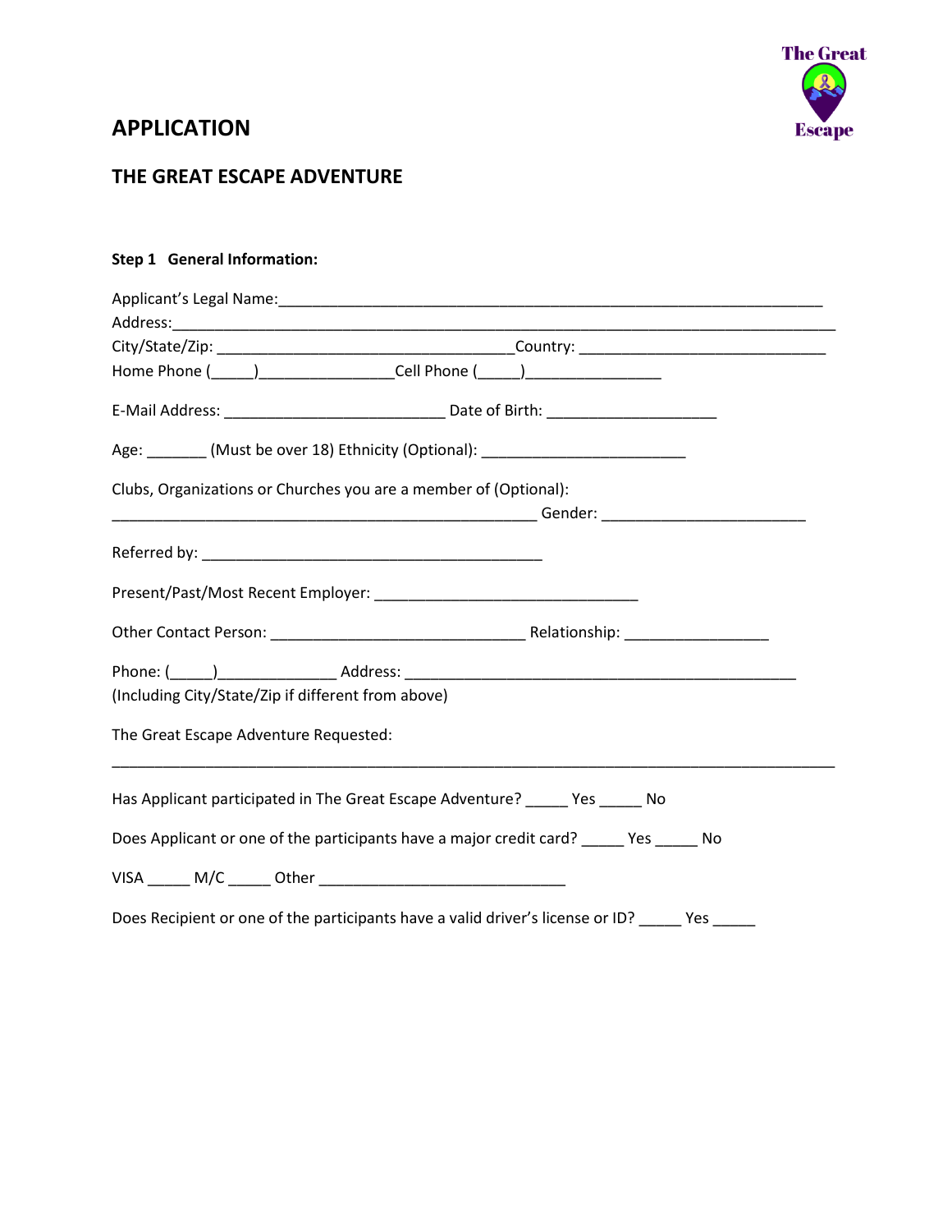The Great Escape

# APPLICATION

## THE GREAT ESCAPE ADVENTURE

**Step 1 General Information:**

Applicant's Legal Name:___________________________________________________________________
Address:___________________________________________________________________________
City/State/Zip: ___________________________________Country: ____________________________
Home Phone (_____)________________Cell Phone (_____)________________

E-Mail Address: __________________________ Date of Birth: ____________________

Age: _______ (Must be over 18) Ethnicity (Optional): ________________________

Clubs, Organizations or Churches you are a member of (Optional):
__________________________________________________ Gender: ________________________

Referred by: ________________________________________

Present/Past/Most Recent Employer: _______________________________

Other Contact Person: ______________________________ Relationship: _________________

Phone: (_____)______________ Address: ______________________________________________
(Including City/State/Zip if different from above)

The Great Escape Adventure Requested:

_____________________________________________________________________________________

Has Applicant participated in The Great Escape Adventure? _____ Yes _____ No

Does Applicant or one of the participants have a major credit card? _____ Yes _____ No

VISA _____ M/C _____ Other _____________________________

Does Recipient or one of the participants have a valid driver's license or ID? _____ Yes _____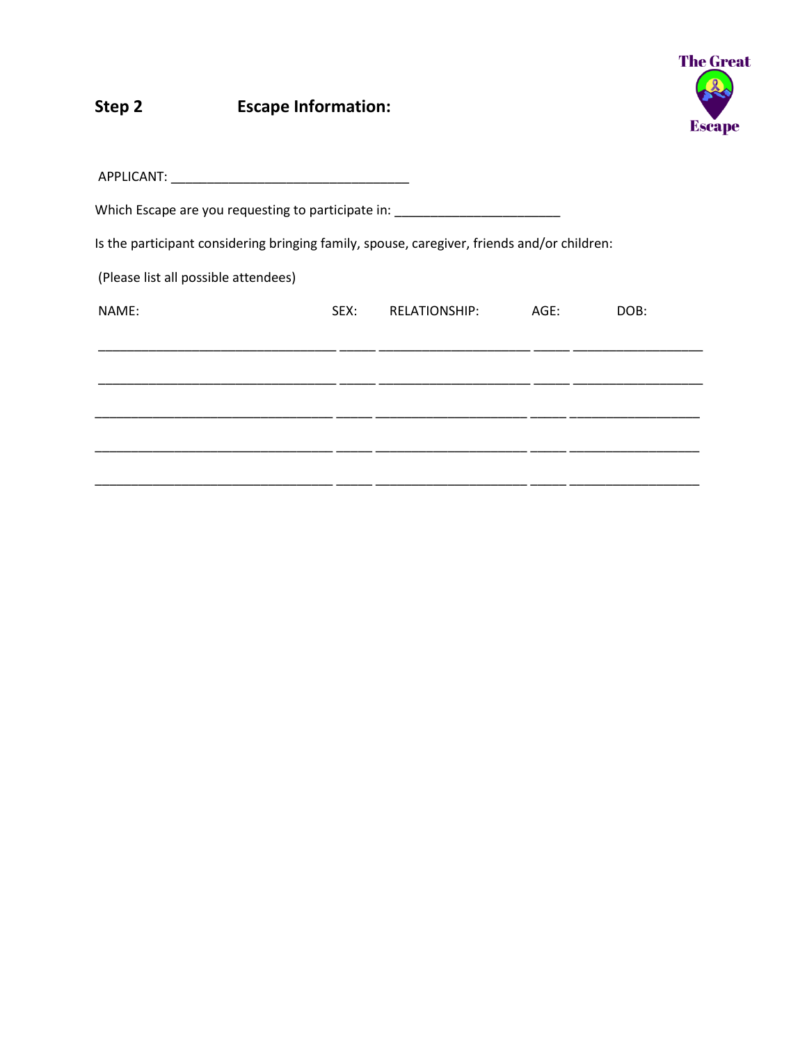## Step 2 Escape Information:

APPLICANT: ________________________________

Which Escape are you requesting to participate in: ______________________

Is the participant considering bringing family, spouse, caregiver, friends and/or children:

(Please list all possible attendees)

| NAME: | SEX: | RELATIONSHIP: | AGE: | DOB: |
|---|---|---|---|---|
| | | | | |
| | | | | |
| | | | | |
| | | | | |
| | | | | |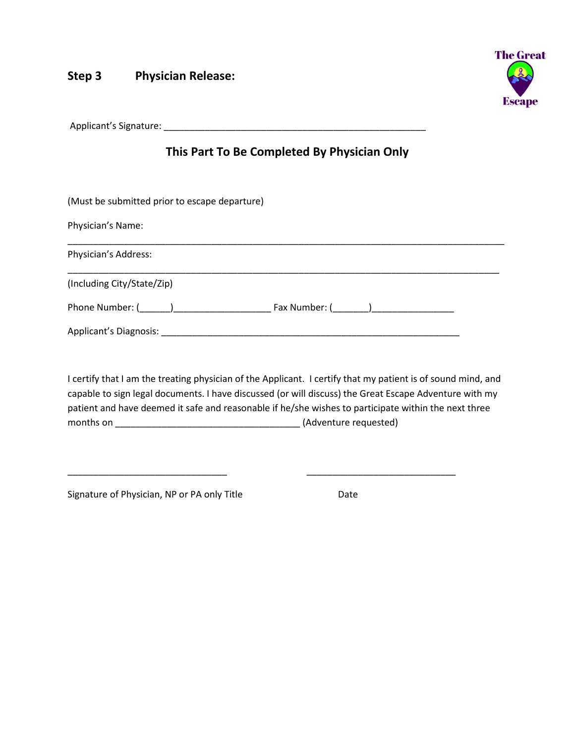## Step 3 Physician Release:

The Great Escape

Applicant's Signature: ____________________________________________________

**This Part To Be Completed By Physician Only**

(Must be submitted prior to escape departure)

Physician's Name:

_____________________________________________________________________________________

Physician's Address:

_____________________________________________________________________________________

(Including City/State/Zip)

Phone Number: (______)___________________ Fax Number: (_______)________________

Applicant's Diagnosis: ___________________________________________________________

I certify that I am the treating physician of the Applicant. I certify that my patient is of sound mind, and capable to sign legal documents. I have discussed (or will discuss) the Great Escape Adventure with my patient and have deemed it safe and reasonable if he/she wishes to participate within the next three months on ___________________________________ (Adventure requested)

_______________________________ _____________________________

Signature of Physician, NP or PA only Title Date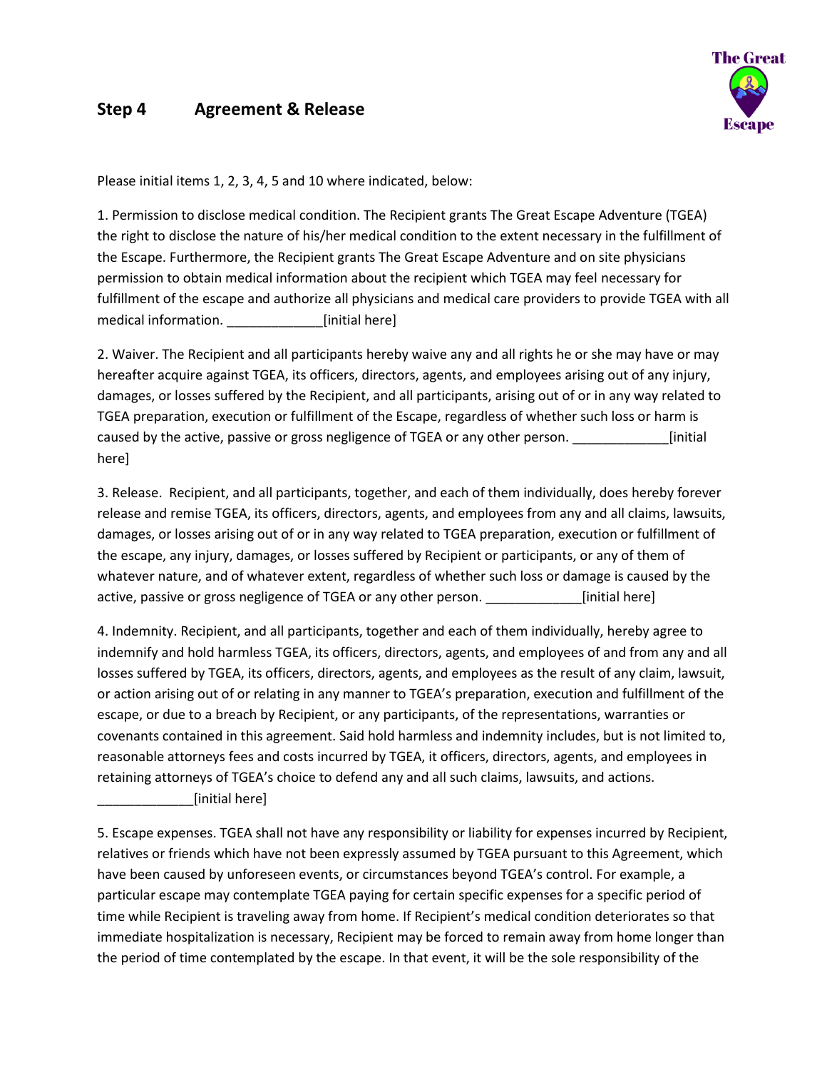## Step 4 Agreement & Release

Please initial items 1, 2, 3, 4, 5 and 10 where indicated, below:

1. Permission to disclose medical condition. The Recipient grants The Great Escape Adventure (TGEA) the right to disclose the nature of his/her medical condition to the extent necessary in the fulfillment of the Escape. Furthermore, the Recipient grants The Great Escape Adventure and on site physicians permission to obtain medical information about the recipient which TGEA may feel necessary for fulfillment of the escape and authorize all physicians and medical care providers to provide TGEA with all medical information. _____________[initial here]

2. Waiver. The Recipient and all participants hereby waive any and all rights he or she may have or may hereafter acquire against TGEA, its officers, directors, agents, and employees arising out of any injury, damages, or losses suffered by the Recipient, and all participants, arising out of or in any way related to TGEA preparation, execution or fulfillment of the Escape, regardless of whether such loss or harm is caused by the active, passive or gross negligence of TGEA or any other person. _____________[initial here]

3. Release. Recipient, and all participants, together, and each of them individually, does hereby forever release and remise TGEA, its officers, directors, agents, and employees from any and all claims, lawsuits, damages, or losses arising out of or in any way related to TGEA preparation, execution or fulfillment of the escape, any injury, damages, or losses suffered by Recipient or participants, or any of them of whatever nature, and of whatever extent, regardless of whether such loss or damage is caused by the active, passive or gross negligence of TGEA or any other person. _____________[initial here]

4. Indemnity. Recipient, and all participants, together and each of them individually, hereby agree to indemnify and hold harmless TGEA, its officers, directors, agents, and employees of and from any and all losses suffered by TGEA, its officers, directors, agents, and employees as the result of any claim, lawsuit, or action arising out of or relating in any manner to TGEA's preparation, execution and fulfillment of the escape, or due to a breach by Recipient, or any participants, of the representations, warranties or covenants contained in this agreement. Said hold harmless and indemnity includes, but is not limited to, reasonable attorneys fees and costs incurred by TGEA, it officers, directors, agents, and employees in retaining attorneys of TGEA's choice to defend any and all such claims, lawsuits, and actions. _____________[initial here]

5. Escape expenses. TGEA shall not have any responsibility or liability for expenses incurred by Recipient, relatives or friends which have not been expressly assumed by TGEA pursuant to this Agreement, which have been caused by unforeseen events, or circumstances beyond TGEA's control. For example, a particular escape may contemplate TGEA paying for certain specific expenses for a specific period of time while Recipient is traveling away from home. If Recipient's medical condition deteriorates so that immediate hospitalization is necessary, Recipient may be forced to remain away from home longer than the period of time contemplated by the escape. In that event, it will be the sole responsibility of the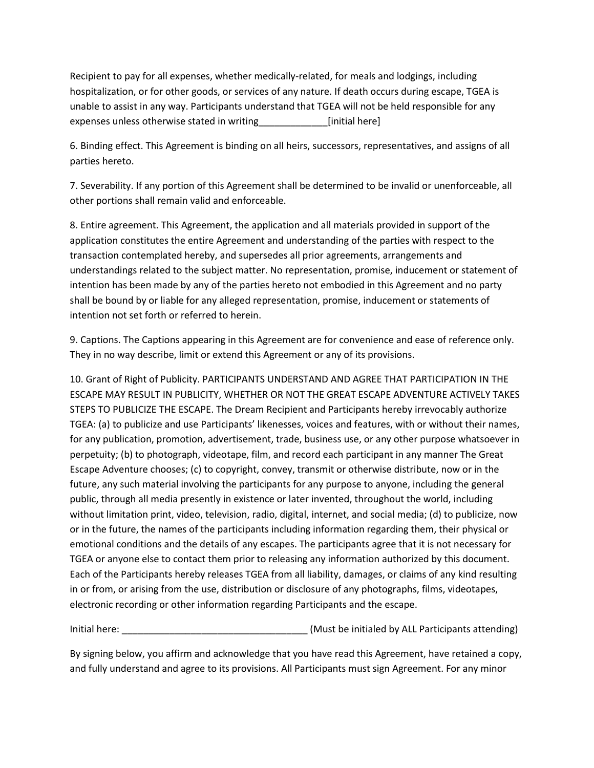Recipient to pay for all expenses, whether medically-related, for meals and lodgings, including hospitalization, or for other goods, or services of any nature. If death occurs during escape, TGEA is unable to assist in any way. Participants understand that TGEA will not be held responsible for any expenses unless otherwise stated in writing_____________[initial here]

6. Binding effect. This Agreement is binding on all heirs, successors, representatives, and assigns of all parties hereto.

7. Severability. If any portion of this Agreement shall be determined to be invalid or unenforceable, all other portions shall remain valid and enforceable.

8. Entire agreement. This Agreement, the application and all materials provided in support of the application constitutes the entire Agreement and understanding of the parties with respect to the transaction contemplated hereby, and supersedes all prior agreements, arrangements and understandings related to the subject matter. No representation, promise, inducement or statement of intention has been made by any of the parties hereto not embodied in this Agreement and no party shall be bound by or liable for any alleged representation, promise, inducement or statements of intention not set forth or referred to herein.

9. Captions. The Captions appearing in this Agreement are for convenience and ease of reference only. They in no way describe, limit or extend this Agreement or any of its provisions.

10. Grant of Right of Publicity. PARTICIPANTS UNDERSTAND AND AGREE THAT PARTICIPATION IN THE ESCAPE MAY RESULT IN PUBLICITY, WHETHER OR NOT THE GREAT ESCAPE ADVENTURE ACTIVELY TAKES STEPS TO PUBLICIZE THE ESCAPE. The Dream Recipient and Participants hereby irrevocably authorize TGEA: (a) to publicize and use Participants' likenesses, voices and features, with or without their names, for any publication, promotion, advertisement, trade, business use, or any other purpose whatsoever in perpetuity; (b) to photograph, videotape, film, and record each participant in any manner The Great Escape Adventure chooses; (c) to copyright, convey, transmit or otherwise distribute, now or in the future, any such material involving the participants for any purpose to anyone, including the general public, through all media presently in existence or later invented, throughout the world, including without limitation print, video, television, radio, digital, internet, and social media; (d) to publicize, now or in the future, the names of the participants including information regarding them, their physical or emotional conditions and the details of any escapes. The participants agree that it is not necessary for TGEA or anyone else to contact them prior to releasing any information authorized by this document. Each of the Participants hereby releases TGEA from all liability, damages, or claims of any kind resulting in or from, or arising from the use, distribution or disclosure of any photographs, films, videotapes, electronic recording or other information regarding Participants and the escape.

Initial here: ___________________________________ (Must be initialed by ALL Participants attending)

By signing below, you affirm and acknowledge that you have read this Agreement, have retained a copy, and fully understand and agree to its provisions. All Participants must sign Agreement. For any minor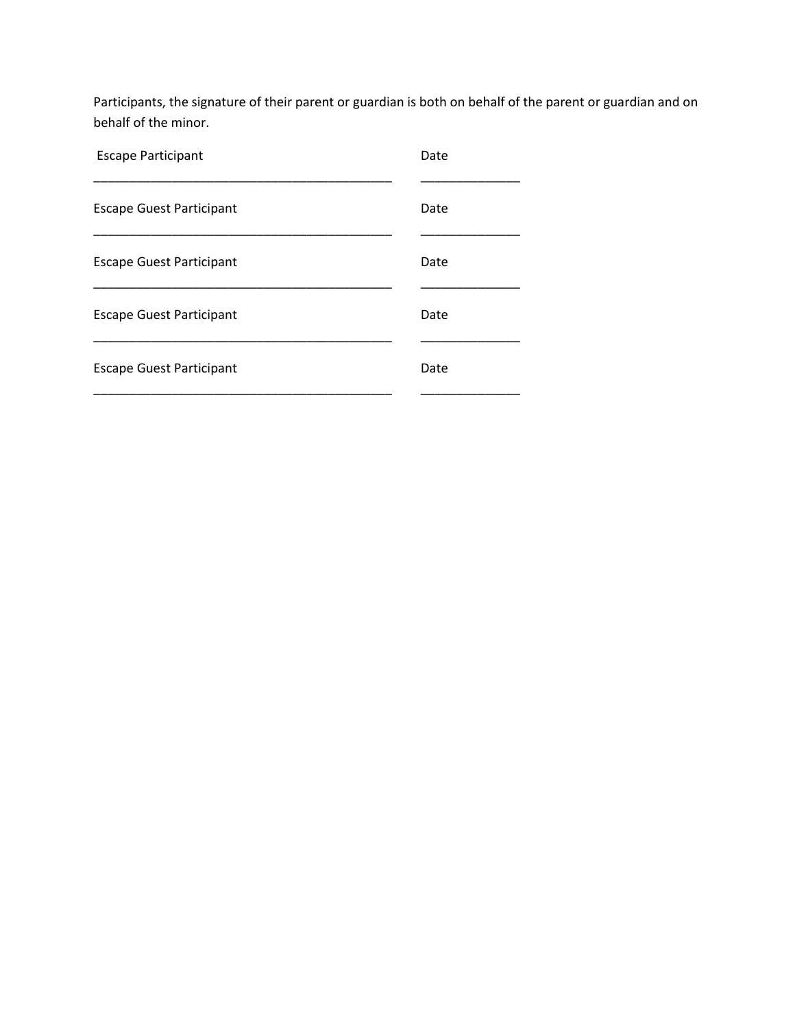Participants, the signature of their parent or guardian is both on behalf of the parent or guardian and on behalf of the minor.

Escape Participant Date

\_\_\_\_\_\_\_\_\_\_\_\_\_\_\_\_\_\_\_\_\_\_\_\_\_\_\_\_\_\_\_\_\_\_\_\_\_\_\_\_\_\_\_ \_\_\_\_\_\_\_\_\_\_\_\_\_\_

Escape Guest Participant Date

\_\_\_\_\_\_\_\_\_\_\_\_\_\_\_\_\_\_\_\_\_\_\_\_\_\_\_\_\_\_\_\_\_\_\_\_\_\_\_\_\_\_\_ \_\_\_\_\_\_\_\_\_\_\_\_\_\_

Escape Guest Participant Date

\_\_\_\_\_\_\_\_\_\_\_\_\_\_\_\_\_\_\_\_\_\_\_\_\_\_\_\_\_\_\_\_\_\_\_\_\_\_\_\_\_\_\_ \_\_\_\_\_\_\_\_\_\_\_\_\_\_

Escape Guest Participant Date

\_\_\_\_\_\_\_\_\_\_\_\_\_\_\_\_\_\_\_\_\_\_\_\_\_\_\_\_\_\_\_\_\_\_\_\_\_\_\_\_\_\_\_ \_\_\_\_\_\_\_\_\_\_\_\_\_\_

Escape Guest Participant Date

\_\_\_\_\_\_\_\_\_\_\_\_\_\_\_\_\_\_\_\_\_\_\_\_\_\_\_\_\_\_\_\_\_\_\_\_\_\_\_\_\_\_\_ \_\_\_\_\_\_\_\_\_\_\_\_\_\_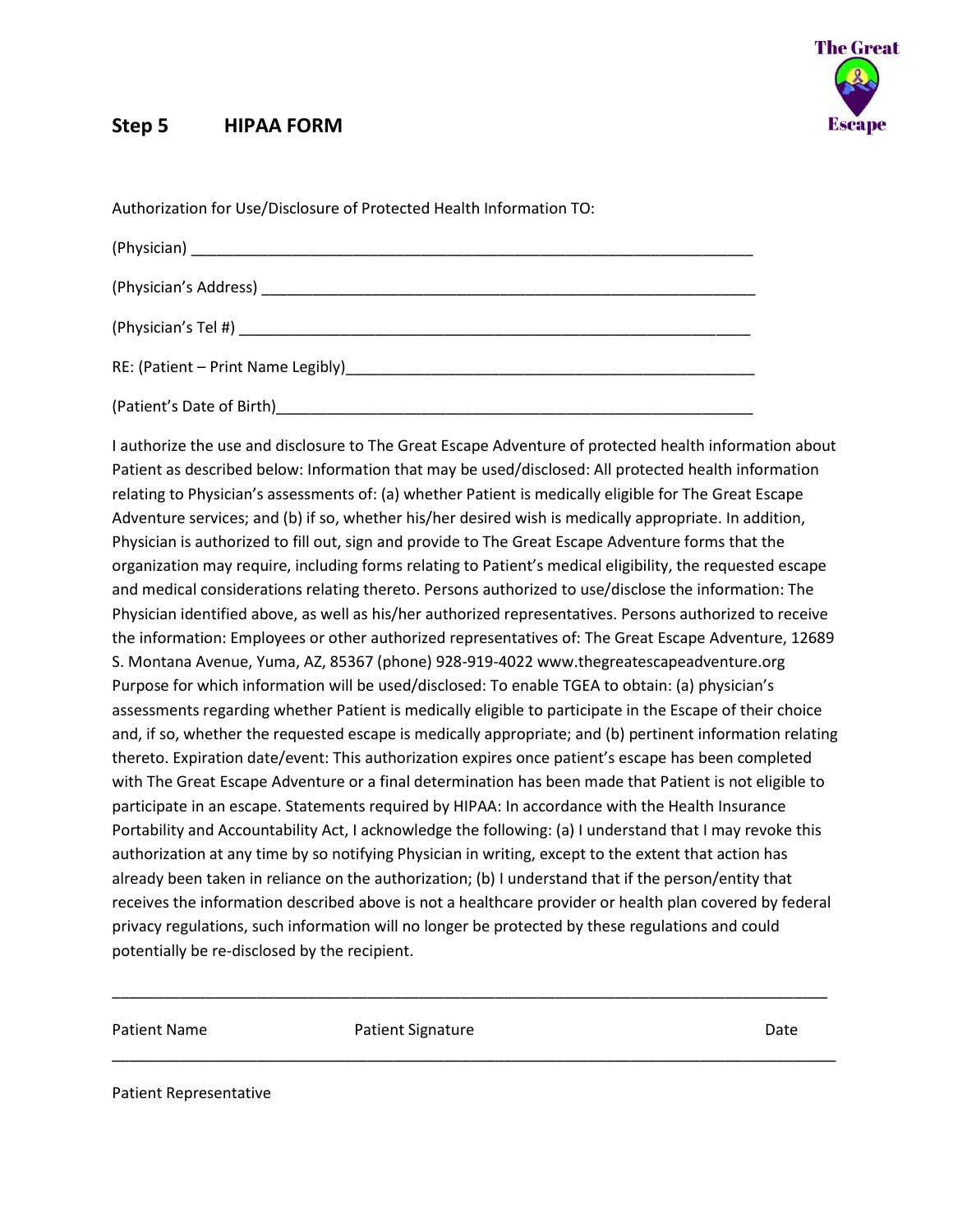## Step 5 HIPAA FORM

The Great Escape

Authorization for Use/Disclosure of Protected Health Information TO:

(Physician) ____________________________________________________________________

(Physician's Address) ___________________________________________________________

(Physician's Tel #) _____________________________________________________________

RE: (Patient – Print Name Legibly)_______________________________________________

(Patient's Date of Birth)_________________________________________________________

I authorize the use and disclosure to The Great Escape Adventure of protected health information about Patient as described below: Information that may be used/disclosed: All protected health information relating to Physician's assessments of: (a) whether Patient is medically eligible for The Great Escape Adventure services; and (b) if so, whether his/her desired wish is medically appropriate. In addition, Physician is authorized to fill out, sign and provide to The Great Escape Adventure forms that the organization may require, including forms relating to Patient's medical eligibility, the requested escape and medical considerations relating thereto. Persons authorized to use/disclose the information: The Physician identified above, as well as his/her authorized representatives. Persons authorized to receive the information: Employees or other authorized representatives of: The Great Escape Adventure, 12689 S. Montana Avenue, Yuma, AZ, 85367 (phone) 928-919-4022 www.thegreatescapeadventure.org Purpose for which information will be used/disclosed: To enable TGEA to obtain: (a) physician's assessments regarding whether Patient is medically eligible to participate in the Escape of their choice and, if so, whether the requested escape is medically appropriate; and (b) pertinent information relating thereto. Expiration date/event: This authorization expires once patient's escape has been completed with The Great Escape Adventure or a final determination has been made that Patient is not eligible to participate in an escape. Statements required by HIPAA: In accordance with the Health Insurance Portability and Accountability Act, I acknowledge the following: (a) I understand that I may revoke this authorization at any time by so notifying Physician in writing, except to the extent that action has already been taken in reliance on the authorization; (b) I understand that if the person/entity that receives the information described above is not a healthcare provider or health plan covered by federal privacy regulations, such information will no longer be protected by these regulations and could potentially be re-disclosed by the recipient.

_____________________________________________________________________________________

Patient Name Patient Signature Date

_____________________________________________________________________________________

Patient Representative